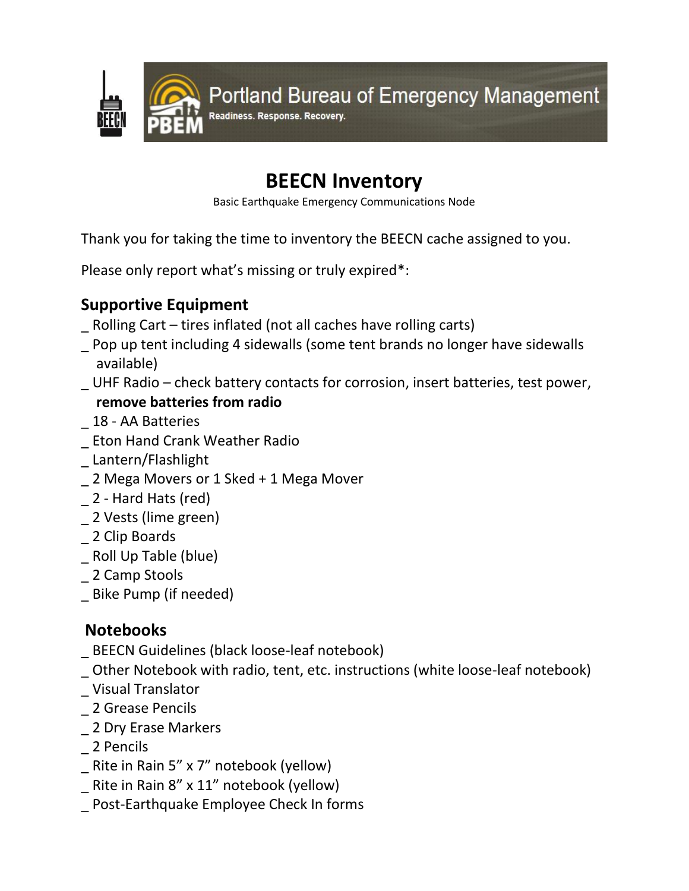Portland Bureau of Emergency Management

Readiness. Response. Recovery.

# BEECN Inventory

Basic Earthquake Emergency Communications Node

Thank you for taking the time to inventory the BEECN cache assigned to you.

Please only report what's missing or truly expired*:

## Supportive Equipment

_ Rolling Cart – tires inflated (not all caches have rolling carts)
_ Pop up tent including 4 sidewalls (some tent brands no longer have sidewalls available)
_ UHF Radio – check battery contacts for corrosion, insert batteries, test power, **remove batteries from radio**
_ 18 - AA Batteries
_ Eton Hand Crank Weather Radio
_ Lantern/Flashlight
_ 2 Mega Movers or 1 Sked + 1 Mega Mover
_ 2 - Hard Hats (red)
_ 2 Vests (lime green)
_ 2 Clip Boards
_ Roll Up Table (blue)
_ 2 Camp Stools
_ Bike Pump (if needed)

## Notebooks

_ BEECN Guidelines (black loose-leaf notebook)
_ Other Notebook with radio, tent, etc. instructions (white loose-leaf notebook)
_ Visual Translator
_ 2 Grease Pencils
_ 2 Dry Erase Markers
_ 2 Pencils
_ Rite in Rain 5" x 7" notebook (yellow)
_ Rite in Rain 8" x 11" notebook (yellow)
_ Post-Earthquake Employee Check In forms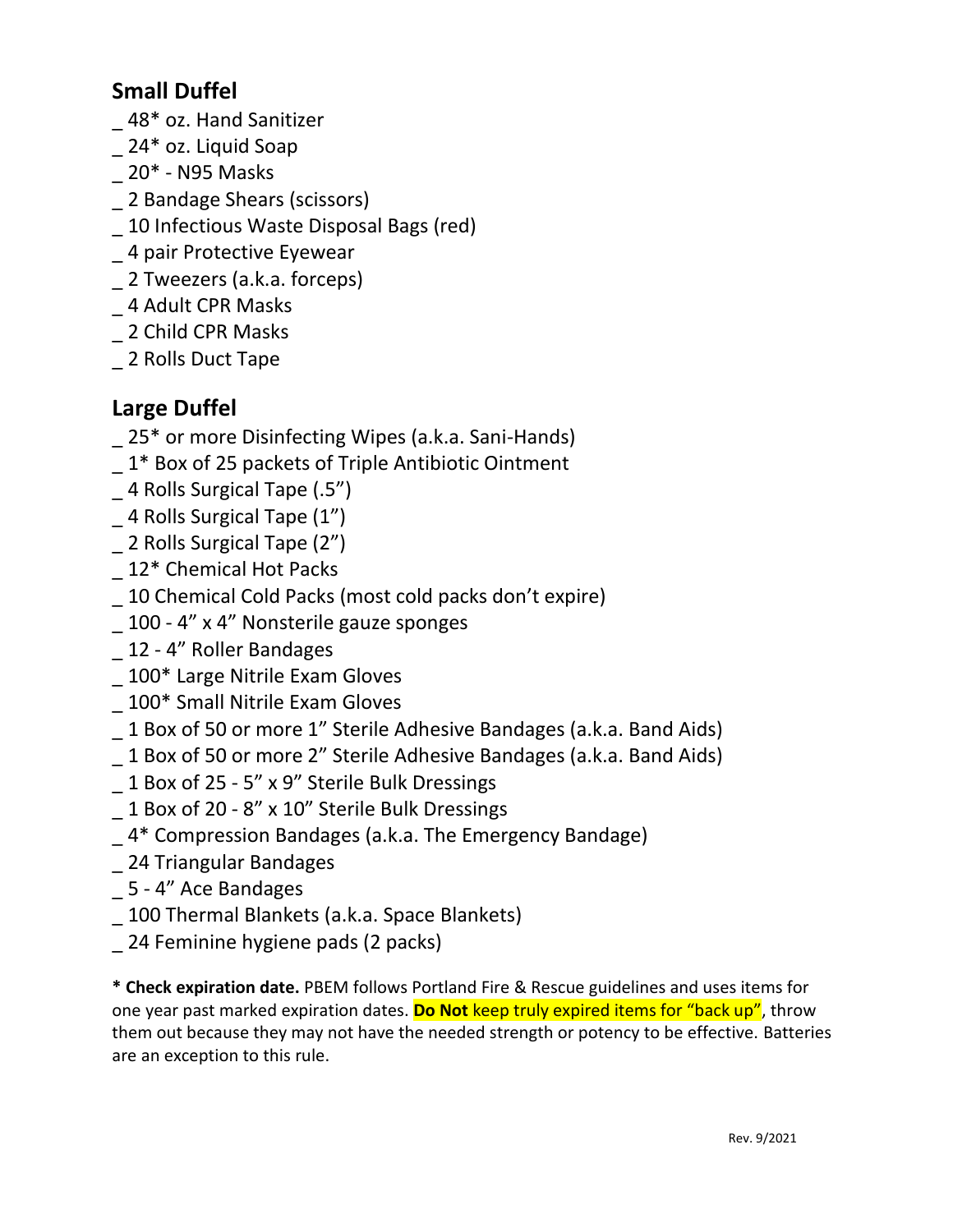## Small Duffel

_ 48* oz. Hand Sanitizer
_ 24* oz. Liquid Soap
_ 20* - N95 Masks
_ 2 Bandage Shears (scissors)
_ 10 Infectious Waste Disposal Bags (red)
_ 4 pair Protective Eyewear
_ 2 Tweezers (a.k.a. forceps)
_ 4 Adult CPR Masks
_ 2 Child CPR Masks
_ 2 Rolls Duct Tape

## Large Duffel

_ 25* or more Disinfecting Wipes (a.k.a. Sani-Hands)
_ 1* Box of 25 packets of Triple Antibiotic Ointment
_ 4 Rolls Surgical Tape (.5")
_ 4 Rolls Surgical Tape (1")
_ 2 Rolls Surgical Tape (2")
_ 12* Chemical Hot Packs
_ 10 Chemical Cold Packs (most cold packs don't expire)
_ 100 - 4" x 4" Nonsterile gauze sponges
_ 12 - 4" Roller Bandages
_ 100* Large Nitrile Exam Gloves
_ 100* Small Nitrile Exam Gloves
_ 1 Box of 50 or more 1" Sterile Adhesive Bandages (a.k.a. Band Aids)
_ 1 Box of 50 or more 2" Sterile Adhesive Bandages (a.k.a. Band Aids)
_ 1 Box of 25 - 5" x 9" Sterile Bulk Dressings
_ 1 Box of 20 - 8" x 10" Sterile Bulk Dressings
_ 4* Compression Bandages (a.k.a. The Emergency Bandage)
_ 24 Triangular Bandages
_ 5 - 4" Ace Bandages
_ 100 Thermal Blankets (a.k.a. Space Blankets)
_ 24 Feminine hygiene pads (2 packs)

**\* Check expiration date.** PBEM follows Portland Fire & Rescue guidelines and uses items for one year past marked expiration dates. **Do Not** keep truly expired items for "back up", throw them out because they may not have the needed strength or potency to be effective. Batteries are an exception to this rule.

Rev. 9/2021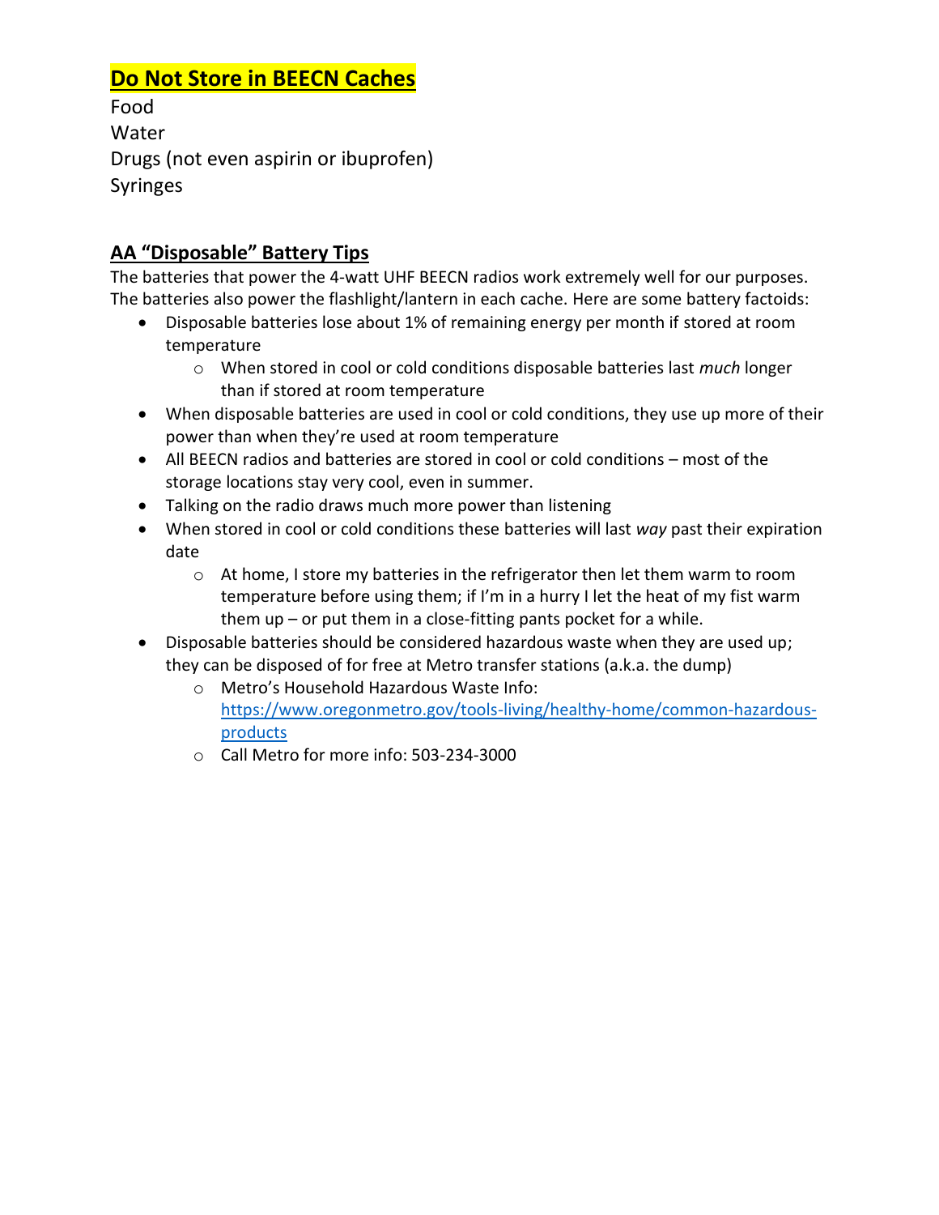## Do Not Store in BEECN Caches

Food
Water
Drugs (not even aspirin or ibuprofen)
Syringes

## AA "Disposable" Battery Tips

The batteries that power the 4-watt UHF BEECN radios work extremely well for our purposes. The batteries also power the flashlight/lantern in each cache. Here are some battery factoids:

- Disposable batteries lose about 1% of remaining energy per month if stored at room temperature
  - When stored in cool or cold conditions disposable batteries last *much* longer than if stored at room temperature
- When disposable batteries are used in cool or cold conditions, they use up more of their power than when they're used at room temperature
- All BEECN radios and batteries are stored in cool or cold conditions – most of the storage locations stay very cool, even in summer.
- Talking on the radio draws much more power than listening
- When stored in cool or cold conditions these batteries will last *way* past their expiration date
  - At home, I store my batteries in the refrigerator then let them warm to room temperature before using them; if I'm in a hurry I let the heat of my fist warm them up – or put them in a close-fitting pants pocket for a while.
- Disposable batteries should be considered hazardous waste when they are used up; they can be disposed of for free at Metro transfer stations (a.k.a. the dump)
  - Metro's Household Hazardous Waste Info: https://www.oregonmetro.gov/tools-living/healthy-home/common-hazardous-products
  - Call Metro for more info: 503-234-3000